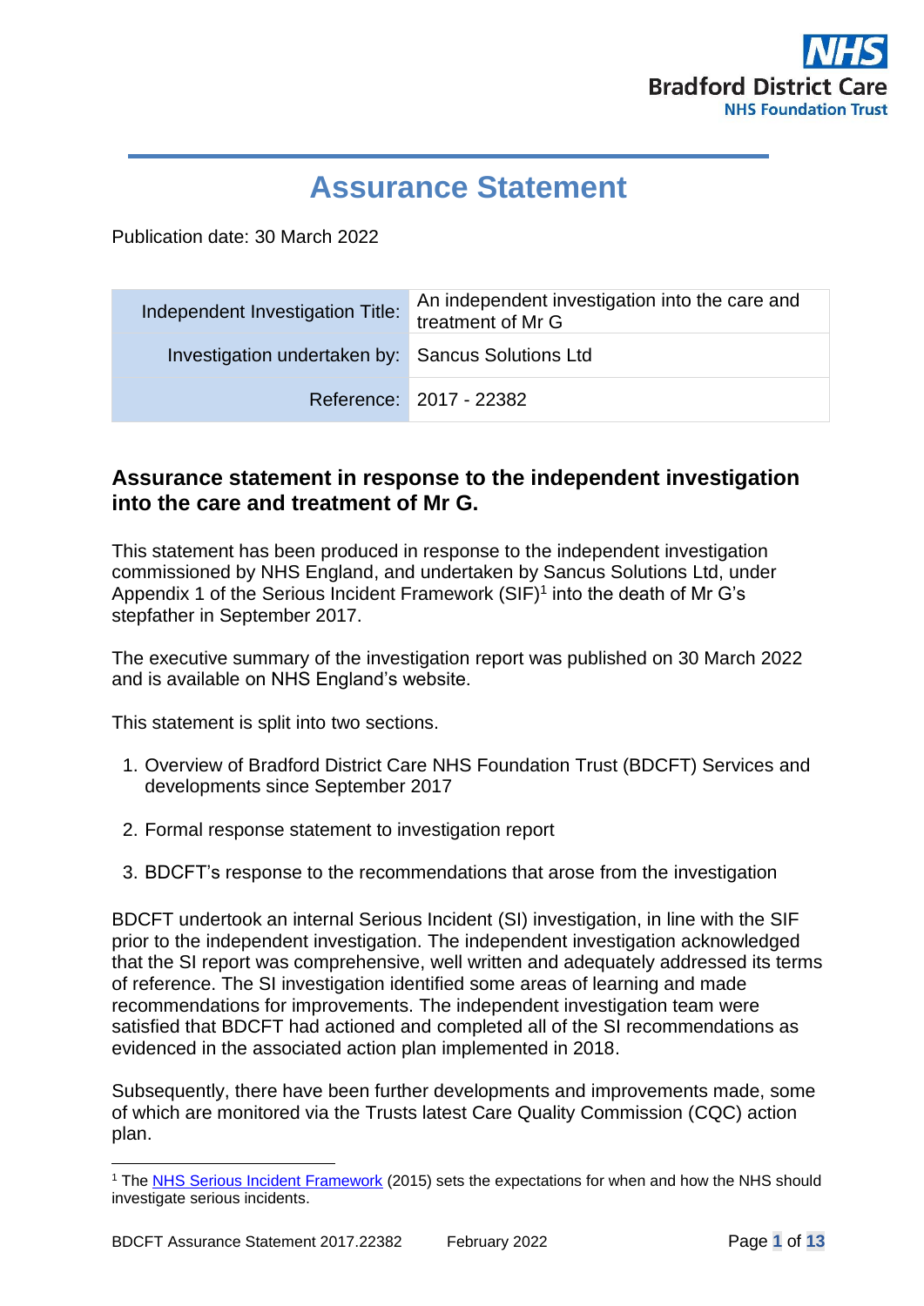# Assurance Statement

Publication date: 30 March 2022

| Independent Investigation Title: | An independent investigation into the care and treatment of Mr G |
|---|---|
| Investigation undertaken by: | Sancus Solutions Ltd |
| Reference: | 2017 - 22382 |

## Assurance statement in response to the independent investigation into the care and treatment of Mr G.

This statement has been produced in response to the independent investigation commissioned by NHS England, and undertaken by Sancus Solutions Ltd, under Appendix 1 of the Serious Incident Framework (SIF)[1] into the death of Mr G's stepfather in September 2017.

The executive summary of the investigation report was published on 30 March 2022 and is available on NHS England's website.

This statement is split into two sections.

1. Overview of Bradford District Care NHS Foundation Trust (BDCFT) Services and developments since September 2017

2. Formal response statement to investigation report

3. BDCFT's response to the recommendations that arose from the investigation

BDCFT undertook an internal Serious Incident (SI) investigation, in line with the SIF prior to the independent investigation. The independent investigation acknowledged that the SI report was comprehensive, well written and adequately addressed its terms of reference. The SI investigation identified some areas of learning and made recommendations for improvements. The independent investigation team were satisfied that BDCFT had actioned and completed all of the SI recommendations as evidenced in the associated action plan implemented in 2018.

Subsequently, there have been further developments and improvements made, some of which are monitored via the Trusts latest Care Quality Commission (CQC) action plan.

---

[1] The NHS Serious Incident Framework (2015) sets the expectations for when and how the NHS should investigate serious incidents.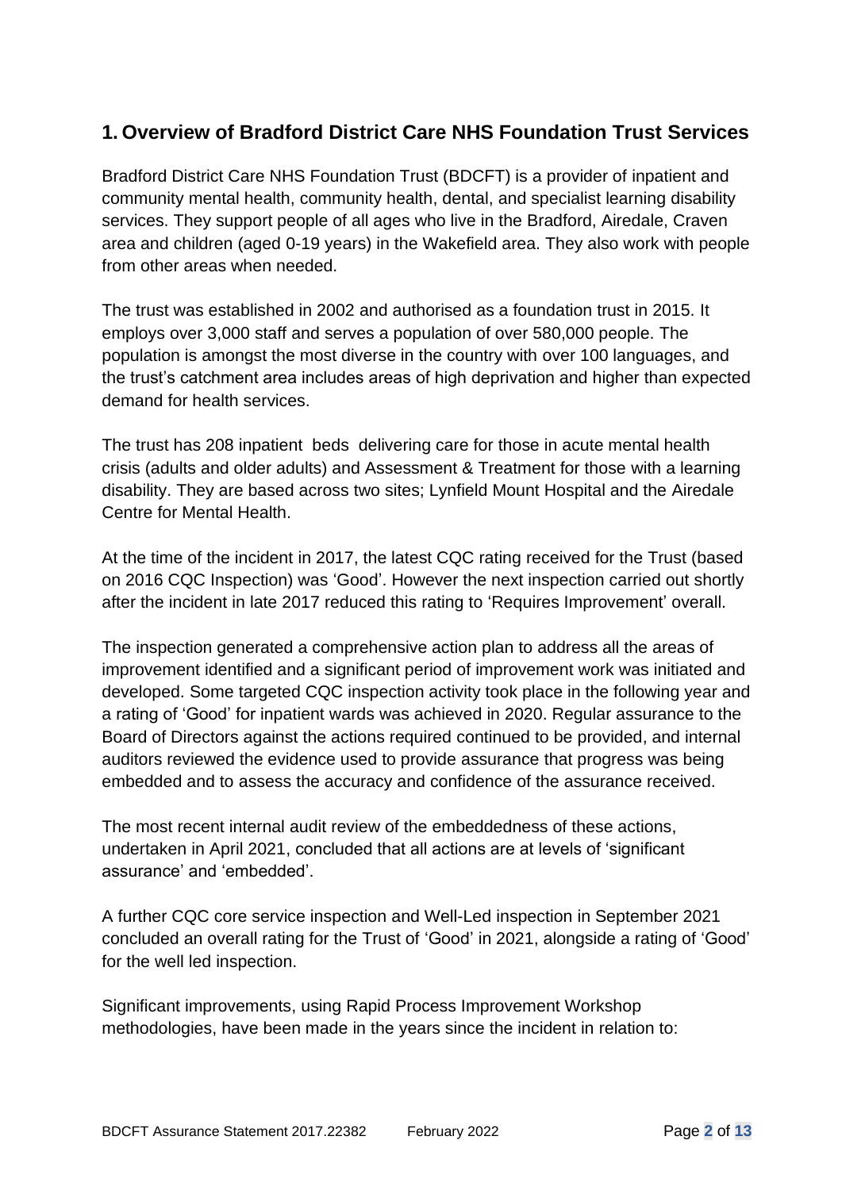## 1. Overview of Bradford District Care NHS Foundation Trust Services

Bradford District Care NHS Foundation Trust (BDCFT) is a provider of inpatient and community mental health, community health, dental, and specialist learning disability services. They support people of all ages who live in the Bradford, Airedale, Craven area and children (aged 0-19 years) in the Wakefield area. They also work with people from other areas when needed.

The trust was established in 2002 and authorised as a foundation trust in 2015. It employs over 3,000 staff and serves a population of over 580,000 people. The population is amongst the most diverse in the country with over 100 languages, and the trust's catchment area includes areas of high deprivation and higher than expected demand for health services.

The trust has 208 inpatient beds delivering care for those in acute mental health crisis (adults and older adults) and Assessment & Treatment for those with a learning disability. They are based across two sites; Lynfield Mount Hospital and the Airedale Centre for Mental Health.

At the time of the incident in 2017, the latest CQC rating received for the Trust (based on 2016 CQC Inspection) was 'Good'. However the next inspection carried out shortly after the incident in late 2017 reduced this rating to 'Requires Improvement' overall.

The inspection generated a comprehensive action plan to address all the areas of improvement identified and a significant period of improvement work was initiated and developed. Some targeted CQC inspection activity took place in the following year and a rating of 'Good' for inpatient wards was achieved in 2020. Regular assurance to the Board of Directors against the actions required continued to be provided, and internal auditors reviewed the evidence used to provide assurance that progress was being embedded and to assess the accuracy and confidence of the assurance received.

The most recent internal audit review of the embeddedness of these actions, undertaken in April 2021, concluded that all actions are at levels of 'significant assurance' and 'embedded'.

A further CQC core service inspection and Well-Led inspection in September 2021 concluded an overall rating for the Trust of 'Good' in 2021, alongside a rating of 'Good' for the well led inspection.

Significant improvements, using Rapid Process Improvement Workshop methodologies, have been made in the years since the incident in relation to: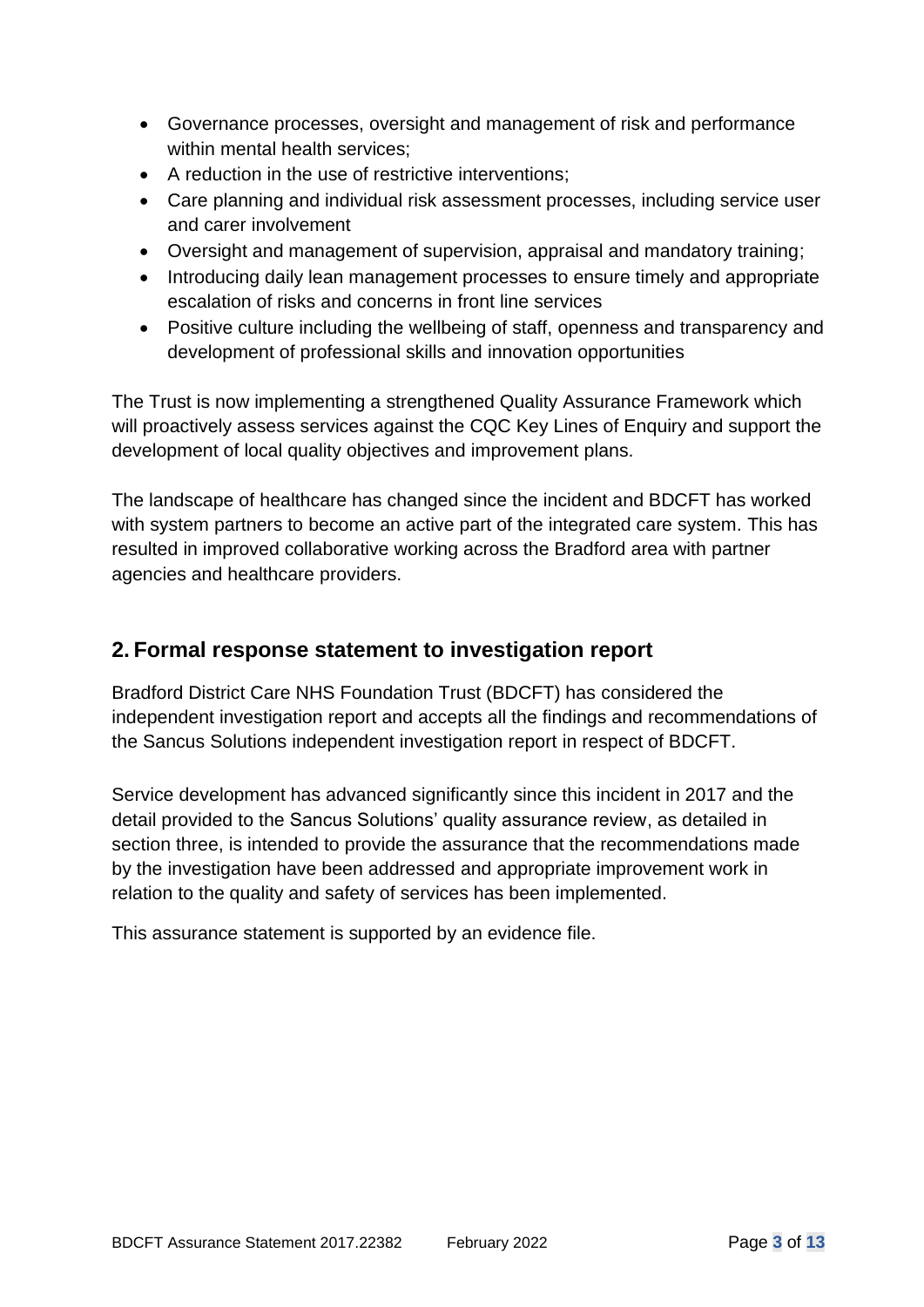- Governance processes, oversight and management of risk and performance within mental health services;
- A reduction in the use of restrictive interventions;
- Care planning and individual risk assessment processes, including service user and carer involvement
- Oversight and management of supervision, appraisal and mandatory training;
- Introducing daily lean management processes to ensure timely and appropriate escalation of risks and concerns in front line services
- Positive culture including the wellbeing of staff, openness and transparency and development of professional skills and innovation opportunities

The Trust is now implementing a strengthened Quality Assurance Framework which will proactively assess services against the CQC Key Lines of Enquiry and support the development of local quality objectives and improvement plans.

The landscape of healthcare has changed since the incident and BDCFT has worked with system partners to become an active part of the integrated care system. This has resulted in improved collaborative working across the Bradford area with partner agencies and healthcare providers.

## 2. Formal response statement to investigation report

Bradford District Care NHS Foundation Trust (BDCFT) has considered the independent investigation report and accepts all the findings and recommendations of the Sancus Solutions independent investigation report in respect of BDCFT.

Service development has advanced significantly since this incident in 2017 and the detail provided to the Sancus Solutions' quality assurance review, as detailed in section three, is intended to provide the assurance that the recommendations made by the investigation have been addressed and appropriate improvement work in relation to the quality and safety of services has been implemented.

This assurance statement is supported by an evidence file.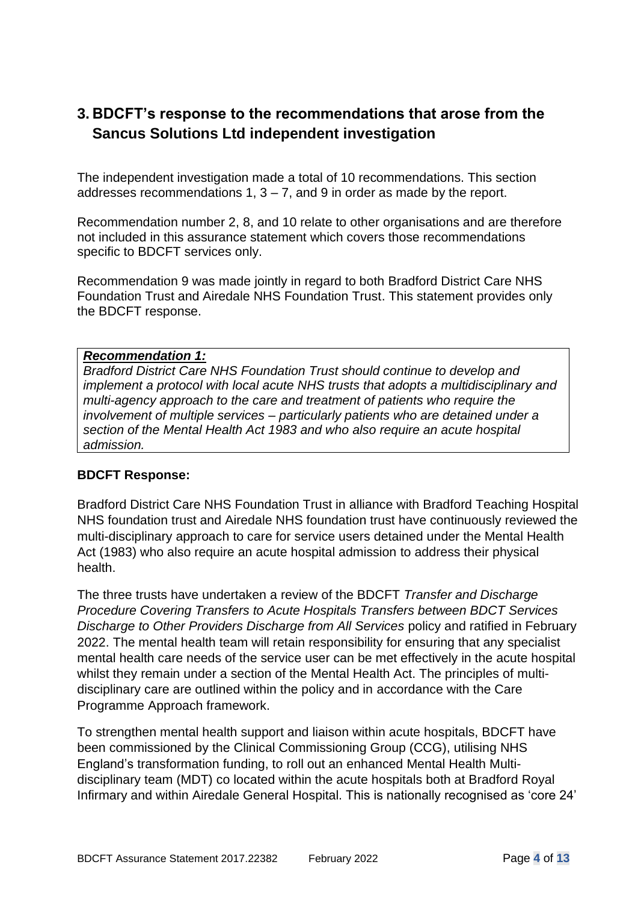## 3. BDCFT's response to the recommendations that arose from the Sancus Solutions Ltd independent investigation

The independent investigation made a total of 10 recommendations. This section addresses recommendations 1, 3 – 7, and 9 in order as made by the report.

Recommendation number 2, 8, and 10 relate to other organisations and are therefore not included in this assurance statement which covers those recommendations specific to BDCFT services only.

Recommendation 9 was made jointly in regard to both Bradford District Care NHS Foundation Trust and Airedale NHS Foundation Trust. This statement provides only the BDCFT response.

> ***Recommendation 1:***
> *Bradford District Care NHS Foundation Trust should continue to develop and implement a protocol with local acute NHS trusts that adopts a multidisciplinary and multi-agency approach to the care and treatment of patients who require the involvement of multiple services – particularly patients who are detained under a section of the Mental Health Act 1983 and who also require an acute hospital admission.*

**BDCFT Response:**

Bradford District Care NHS Foundation Trust in alliance with Bradford Teaching Hospital NHS foundation trust and Airedale NHS foundation trust have continuously reviewed the multi-disciplinary approach to care for service users detained under the Mental Health Act (1983) who also require an acute hospital admission to address their physical health.

The three trusts have undertaken a review of the BDCFT *Transfer and Discharge Procedure Covering Transfers to Acute Hospitals Transfers between BDCT Services Discharge to Other Providers Discharge from All Services* policy and ratified in February 2022. The mental health team will retain responsibility for ensuring that any specialist mental health care needs of the service user can be met effectively in the acute hospital whilst they remain under a section of the Mental Health Act. The principles of multi-disciplinary care are outlined within the policy and in accordance with the Care Programme Approach framework.

To strengthen mental health support and liaison within acute hospitals, BDCFT have been commissioned by the Clinical Commissioning Group (CCG), utilising NHS England's transformation funding, to roll out an enhanced Mental Health Multi-disciplinary team (MDT) co located within the acute hospitals both at Bradford Royal Infirmary and within Airedale General Hospital. This is nationally recognised as 'core 24'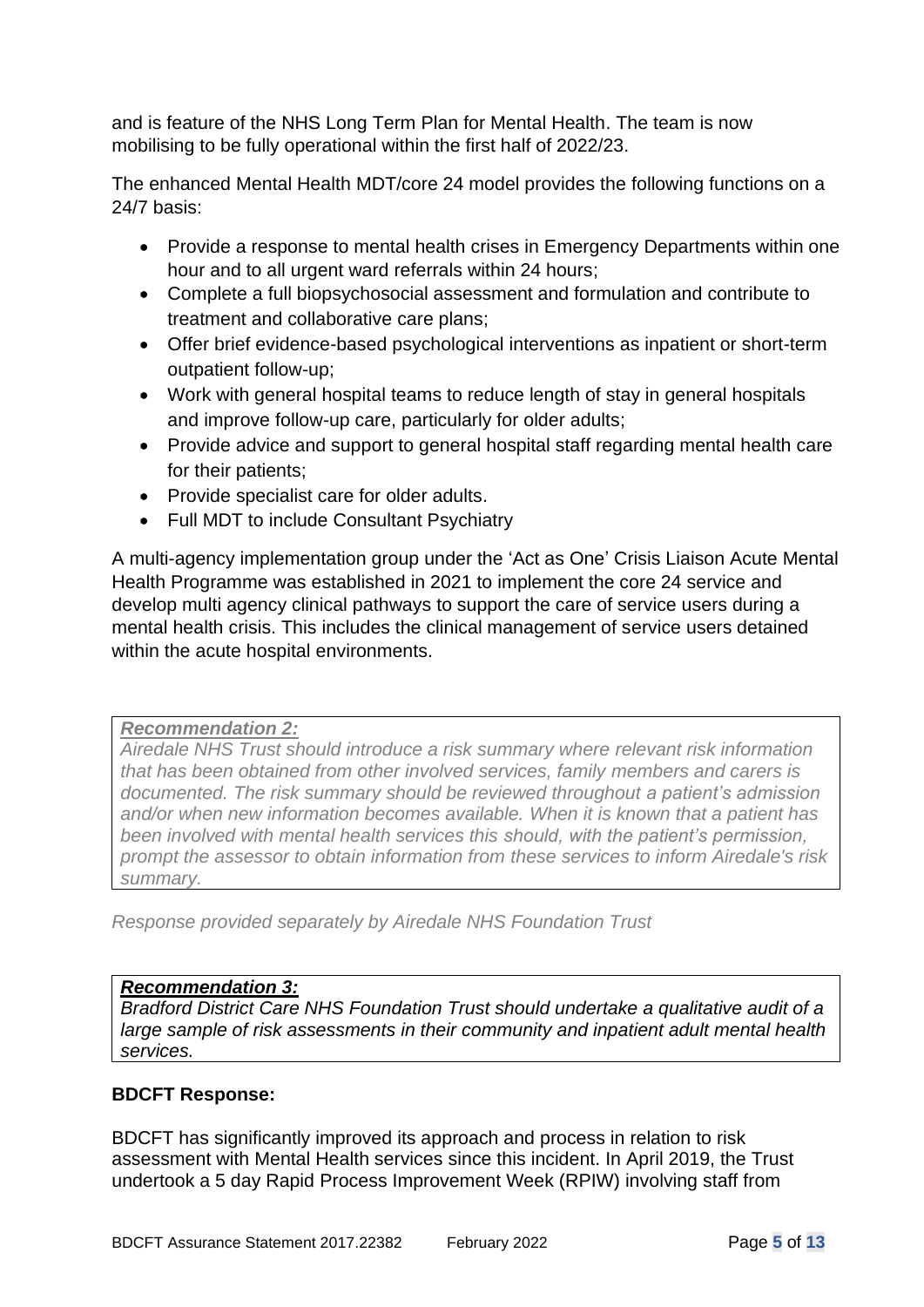and is feature of the NHS Long Term Plan for Mental Health. The team is now mobilising to be fully operational within the first half of 2022/23.

The enhanced Mental Health MDT/core 24 model provides the following functions on a 24/7 basis:

- Provide a response to mental health crises in Emergency Departments within one hour and to all urgent ward referrals within 24 hours;
- Complete a full biopsychosocial assessment and formulation and contribute to treatment and collaborative care plans;
- Offer brief evidence-based psychological interventions as inpatient or short-term outpatient follow-up;
- Work with general hospital teams to reduce length of stay in general hospitals and improve follow-up care, particularly for older adults;
- Provide advice and support to general hospital staff regarding mental health care for their patients;
- Provide specialist care for older adults.
- Full MDT to include Consultant Psychiatry

A multi-agency implementation group under the 'Act as One' Crisis Liaison Acute Mental Health Programme was established in 2021 to implement the core 24 service and develop multi agency clinical pathways to support the care of service users during a mental health crisis. This includes the clinical management of service users detained within the acute hospital environments.

***Recommendation 2:***
*Airedale NHS Trust should introduce a risk summary where relevant risk information that has been obtained from other involved services, family members and carers is documented. The risk summary should be reviewed throughout a patient's admission and/or when new information becomes available. When it is known that a patient has been involved with mental health services this should, with the patient's permission, prompt the assessor to obtain information from these services to inform Airedale's risk summary.*

*Response provided separately by Airedale NHS Foundation Trust*

***Recommendation 3:***
*Bradford District Care NHS Foundation Trust should undertake a qualitative audit of a large sample of risk assessments in their community and inpatient adult mental health services.*

**BDCFT Response:**

BDCFT has significantly improved its approach and process in relation to risk assessment with Mental Health services since this incident. In April 2019, the Trust undertook a 5 day Rapid Process Improvement Week (RPIW) involving staff from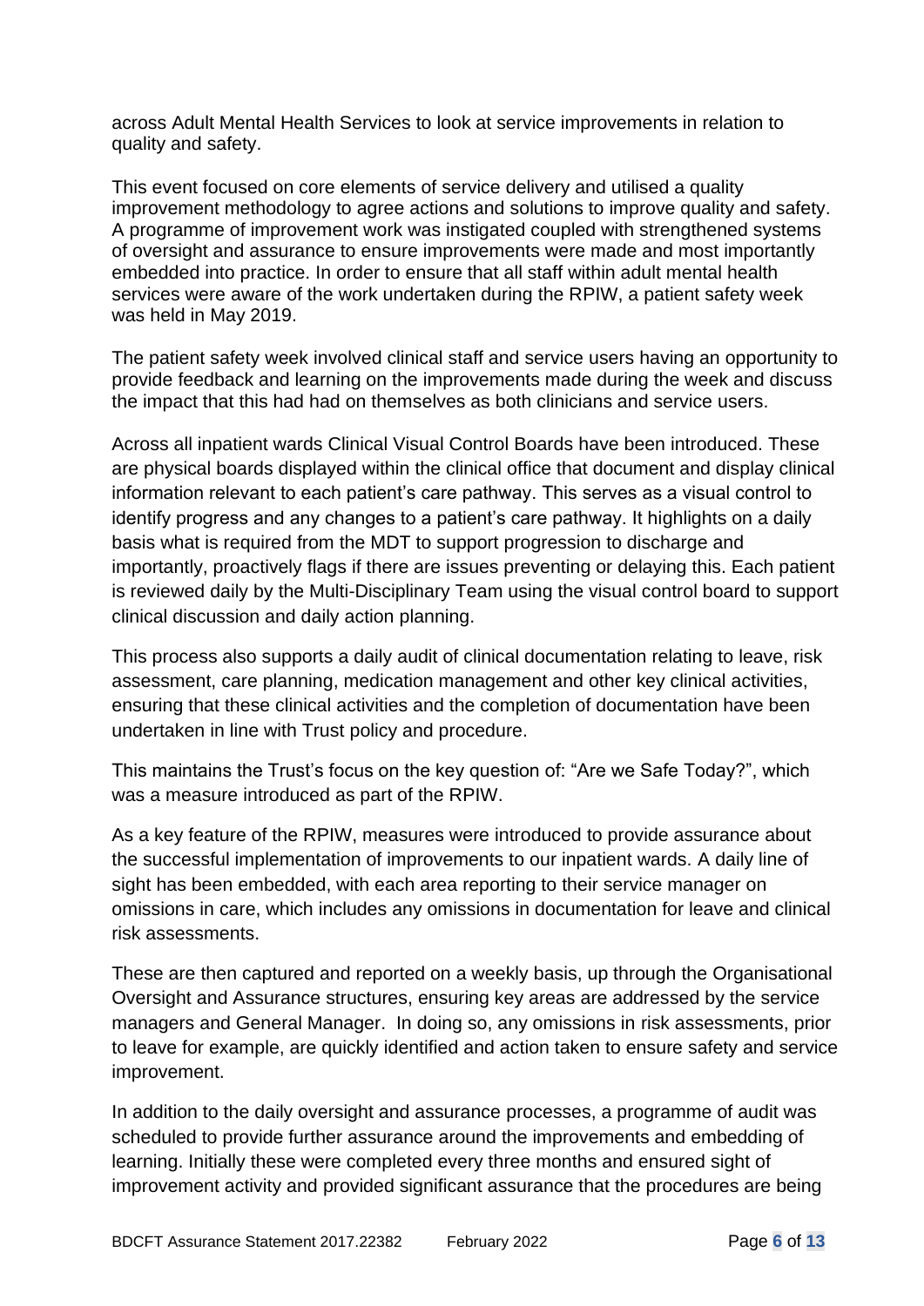across Adult Mental Health Services to look at service improvements in relation to quality and safety.

This event focused on core elements of service delivery and utilised a quality improvement methodology to agree actions and solutions to improve quality and safety. A programme of improvement work was instigated coupled with strengthened systems of oversight and assurance to ensure improvements were made and most importantly embedded into practice. In order to ensure that all staff within adult mental health services were aware of the work undertaken during the RPIW, a patient safety week was held in May 2019.

The patient safety week involved clinical staff and service users having an opportunity to provide feedback and learning on the improvements made during the week and discuss the impact that this had had on themselves as both clinicians and service users.

Across all inpatient wards Clinical Visual Control Boards have been introduced. These are physical boards displayed within the clinical office that document and display clinical information relevant to each patient's care pathway. This serves as a visual control to identify progress and any changes to a patient's care pathway. It highlights on a daily basis what is required from the MDT to support progression to discharge and importantly, proactively flags if there are issues preventing or delaying this. Each patient is reviewed daily by the Multi-Disciplinary Team using the visual control board to support clinical discussion and daily action planning.

This process also supports a daily audit of clinical documentation relating to leave, risk assessment, care planning, medication management and other key clinical activities, ensuring that these clinical activities and the completion of documentation have been undertaken in line with Trust policy and procedure.

This maintains the Trust's focus on the key question of: "Are we Safe Today?", which was a measure introduced as part of the RPIW.

As a key feature of the RPIW, measures were introduced to provide assurance about the successful implementation of improvements to our inpatient wards. A daily line of sight has been embedded, with each area reporting to their service manager on omissions in care, which includes any omissions in documentation for leave and clinical risk assessments.

These are then captured and reported on a weekly basis, up through the Organisational Oversight and Assurance structures, ensuring key areas are addressed by the service managers and General Manager. In doing so, any omissions in risk assessments, prior to leave for example, are quickly identified and action taken to ensure safety and service improvement.

In addition to the daily oversight and assurance processes, a programme of audit was scheduled to provide further assurance around the improvements and embedding of learning. Initially these were completed every three months and ensured sight of improvement activity and provided significant assurance that the procedures are being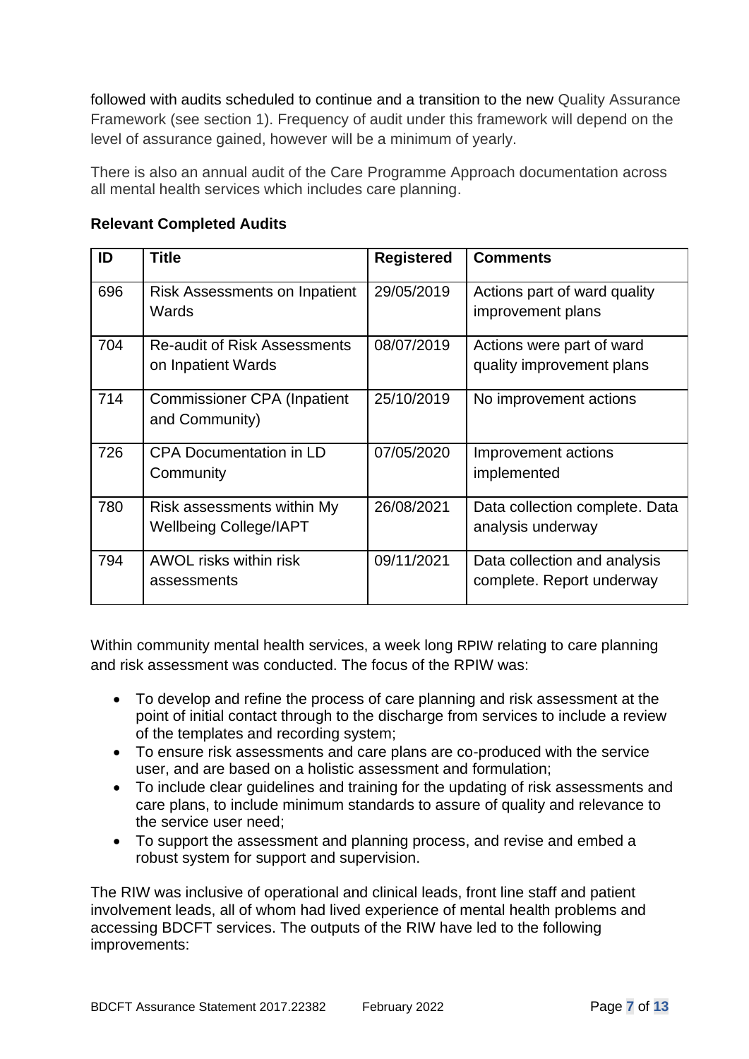followed with audits scheduled to continue and a transition to the new Quality Assurance Framework (see section 1). Frequency of audit under this framework will depend on the level of assurance gained, however will be a minimum of yearly.

There is also an annual audit of the Care Programme Approach documentation across all mental health services which includes care planning.

**Relevant Completed Audits**

| ID | Title | Registered | Comments |
|---|---|---|---|
| 696 | Risk Assessments on Inpatient Wards | 29/05/2019 | Actions part of ward quality improvement plans |
| 704 | Re-audit of Risk Assessments on Inpatient Wards | 08/07/2019 | Actions were part of ward quality improvement plans |
| 714 | Commissioner CPA (Inpatient and Community) | 25/10/2019 | No improvement actions |
| 726 | CPA Documentation in LD Community | 07/05/2020 | Improvement actions implemented |
| 780 | Risk assessments within My Wellbeing College/IAPT | 26/08/2021 | Data collection complete. Data analysis underway |
| 794 | AWOL risks within risk assessments | 09/11/2021 | Data collection and analysis complete. Report underway |

Within community mental health services, a week long RPIW relating to care planning and risk assessment was conducted. The focus of the RPIW was:

- To develop and refine the process of care planning and risk assessment at the point of initial contact through to the discharge from services to include a review of the templates and recording system;
- To ensure risk assessments and care plans are co-produced with the service user, and are based on a holistic assessment and formulation;
- To include clear guidelines and training for the updating of risk assessments and care plans, to include minimum standards to assure of quality and relevance to the service user need;
- To support the assessment and planning process, and revise and embed a robust system for support and supervision.

The RIW was inclusive of operational and clinical leads, front line staff and patient involvement leads, all of whom had lived experience of mental health problems and accessing BDCFT services. The outputs of the RIW have led to the following improvements: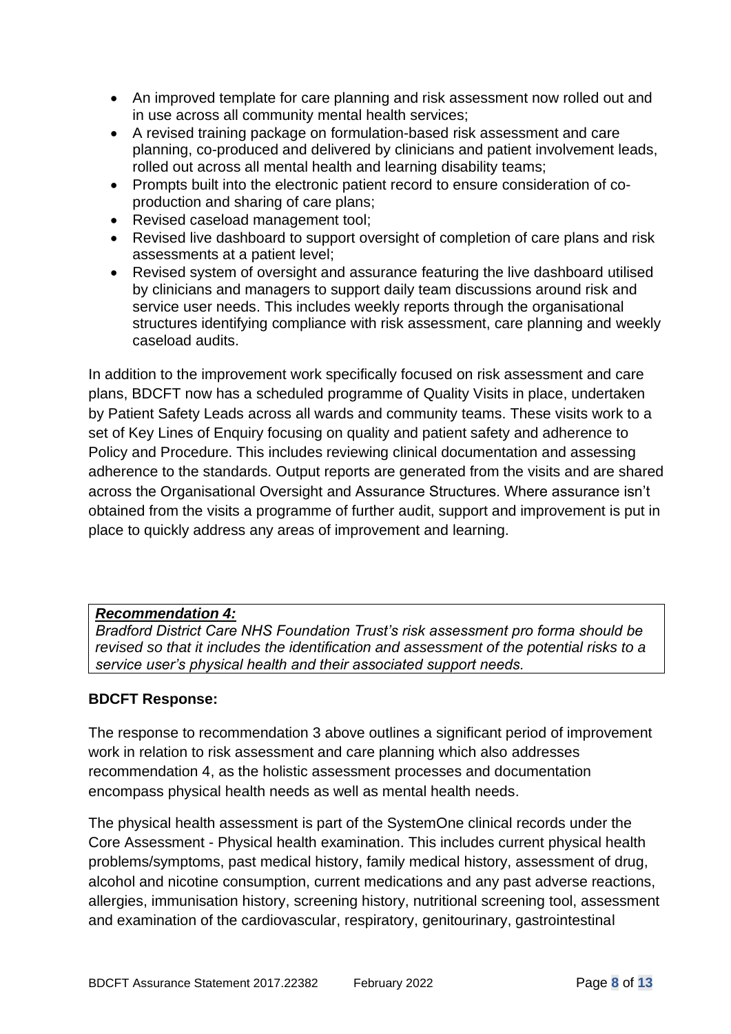- An improved template for care planning and risk assessment now rolled out and in use across all community mental health services;
- A revised training package on formulation-based risk assessment and care planning, co-produced and delivered by clinicians and patient involvement leads, rolled out across all mental health and learning disability teams;
- Prompts built into the electronic patient record to ensure consideration of co-production and sharing of care plans;
- Revised caseload management tool;
- Revised live dashboard to support oversight of completion of care plans and risk assessments at a patient level;
- Revised system of oversight and assurance featuring the live dashboard utilised by clinicians and managers to support daily team discussions around risk and service user needs. This includes weekly reports through the organisational structures identifying compliance with risk assessment, care planning and weekly caseload audits.

In addition to the improvement work specifically focused on risk assessment and care plans, BDCFT now has a scheduled programme of Quality Visits in place, undertaken by Patient Safety Leads across all wards and community teams. These visits work to a set of Key Lines of Enquiry focusing on quality and patient safety and adherence to Policy and Procedure. This includes reviewing clinical documentation and assessing adherence to the standards. Output reports are generated from the visits and are shared across the Organisational Oversight and Assurance Structures. Where assurance isn't obtained from the visits a programme of further audit, support and improvement is put in place to quickly address any areas of improvement and learning.

***<u>Recommendation 4:</u>***
*Bradford District Care NHS Foundation Trust's risk assessment pro forma should be revised so that it includes the identification and assessment of the potential risks to a service user's physical health and their associated support needs.*

**BDCFT Response:**

The response to recommendation 3 above outlines a significant period of improvement work in relation to risk assessment and care planning which also addresses recommendation 4, as the holistic assessment processes and documentation encompass physical health needs as well as mental health needs.

The physical health assessment is part of the SystemOne clinical records under the Core Assessment - Physical health examination. This includes current physical health problems/symptoms, past medical history, family medical history, assessment of drug, alcohol and nicotine consumption, current medications and any past adverse reactions, allergies, immunisation history, screening history, nutritional screening tool, assessment and examination of the cardiovascular, respiratory, genitourinary, gastrointestinal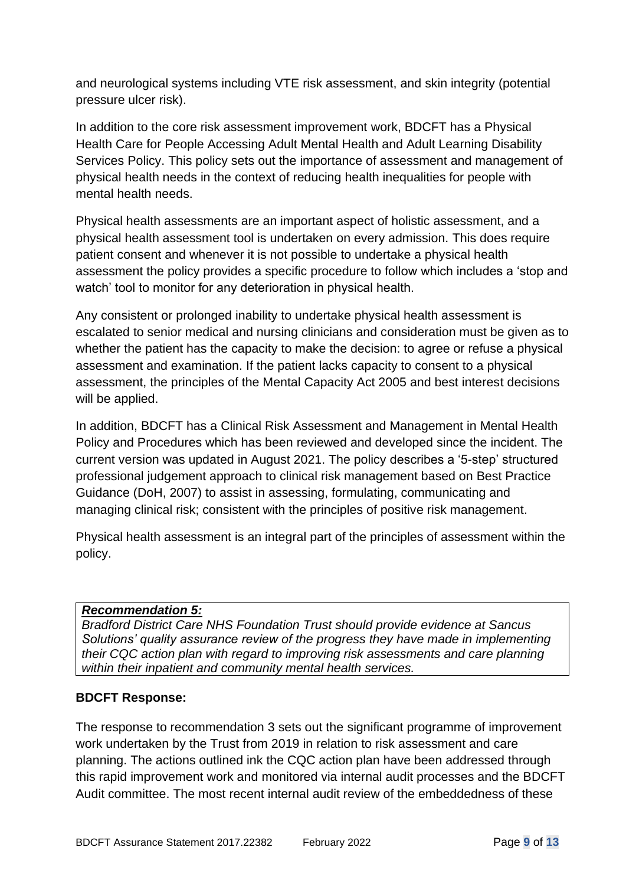and neurological systems including VTE risk assessment, and skin integrity (potential pressure ulcer risk).

In addition to the core risk assessment improvement work, BDCFT has a Physical Health Care for People Accessing Adult Mental Health and Adult Learning Disability Services Policy. This policy sets out the importance of assessment and management of physical health needs in the context of reducing health inequalities for people with mental health needs.

Physical health assessments are an important aspect of holistic assessment, and a physical health assessment tool is undertaken on every admission. This does require patient consent and whenever it is not possible to undertake a physical health assessment the policy provides a specific procedure to follow which includes a 'stop and watch' tool to monitor for any deterioration in physical health.

Any consistent or prolonged inability to undertake physical health assessment is escalated to senior medical and nursing clinicians and consideration must be given as to whether the patient has the capacity to make the decision: to agree or refuse a physical assessment and examination. If the patient lacks capacity to consent to a physical assessment, the principles of the Mental Capacity Act 2005 and best interest decisions will be applied.

In addition, BDCFT has a Clinical Risk Assessment and Management in Mental Health Policy and Procedures which has been reviewed and developed since the incident. The current version was updated in August 2021. The policy describes a '5-step' structured professional judgement approach to clinical risk management based on Best Practice Guidance (DoH, 2007) to assist in assessing, formulating, communicating and managing clinical risk; consistent with the principles of positive risk management.

Physical health assessment is an integral part of the principles of assessment within the policy.

***Recommendation 5:***

*Bradford District Care NHS Foundation Trust should provide evidence at Sancus Solutions' quality assurance review of the progress they have made in implementing their CQC action plan with regard to improving risk assessments and care planning within their inpatient and community mental health services.*

**BDCFT Response:**

The response to recommendation 3 sets out the significant programme of improvement work undertaken by the Trust from 2019 in relation to risk assessment and care planning. The actions outlined ink the CQC action plan have been addressed through this rapid improvement work and monitored via internal audit processes and the BDCFT Audit committee. The most recent internal audit review of the embeddedness of these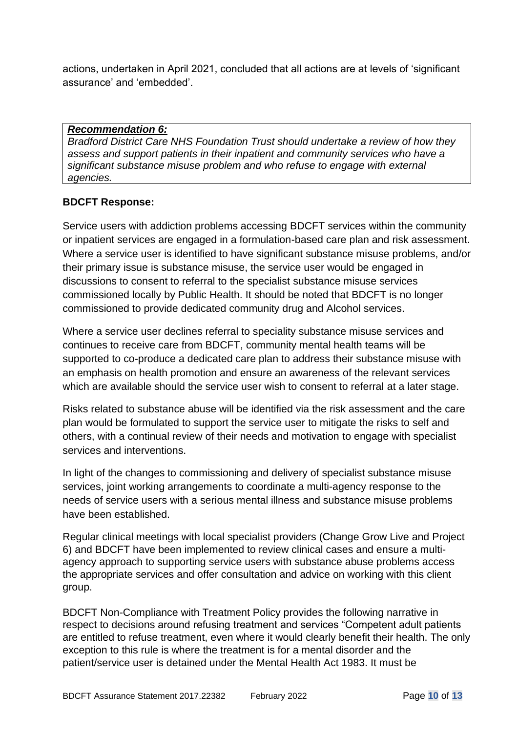actions, undertaken in April 2021, concluded that all actions are at levels of 'significant assurance' and 'embedded'.

> ***Recommendation 6:***
> *Bradford District Care NHS Foundation Trust should undertake a review of how they assess and support patients in their inpatient and community services who have a significant substance misuse problem and who refuse to engage with external agencies.*

**BDCFT Response:**

Service users with addiction problems accessing BDCFT services within the community or inpatient services are engaged in a formulation-based care plan and risk assessment. Where a service user is identified to have significant substance misuse problems, and/or their primary issue is substance misuse, the service user would be engaged in discussions to consent to referral to the specialist substance misuse services commissioned locally by Public Health. It should be noted that BDCFT is no longer commissioned to provide dedicated community drug and Alcohol services.

Where a service user declines referral to speciality substance misuse services and continues to receive care from BDCFT, community mental health teams will be supported to co-produce a dedicated care plan to address their substance misuse with an emphasis on health promotion and ensure an awareness of the relevant services which are available should the service user wish to consent to referral at a later stage.

Risks related to substance abuse will be identified via the risk assessment and the care plan would be formulated to support the service user to mitigate the risks to self and others, with a continual review of their needs and motivation to engage with specialist services and interventions.

In light of the changes to commissioning and delivery of specialist substance misuse services, joint working arrangements to coordinate a multi-agency response to the needs of service users with a serious mental illness and substance misuse problems have been established.

Regular clinical meetings with local specialist providers (Change Grow Live and Project 6) and BDCFT have been implemented to review clinical cases and ensure a multi-agency approach to supporting service users with substance abuse problems access the appropriate services and offer consultation and advice on working with this client group.

BDCFT Non-Compliance with Treatment Policy provides the following narrative in respect to decisions around refusing treatment and services "Competent adult patients are entitled to refuse treatment, even where it would clearly benefit their health. The only exception to this rule is where the treatment is for a mental disorder and the patient/service user is detained under the Mental Health Act 1983. It must be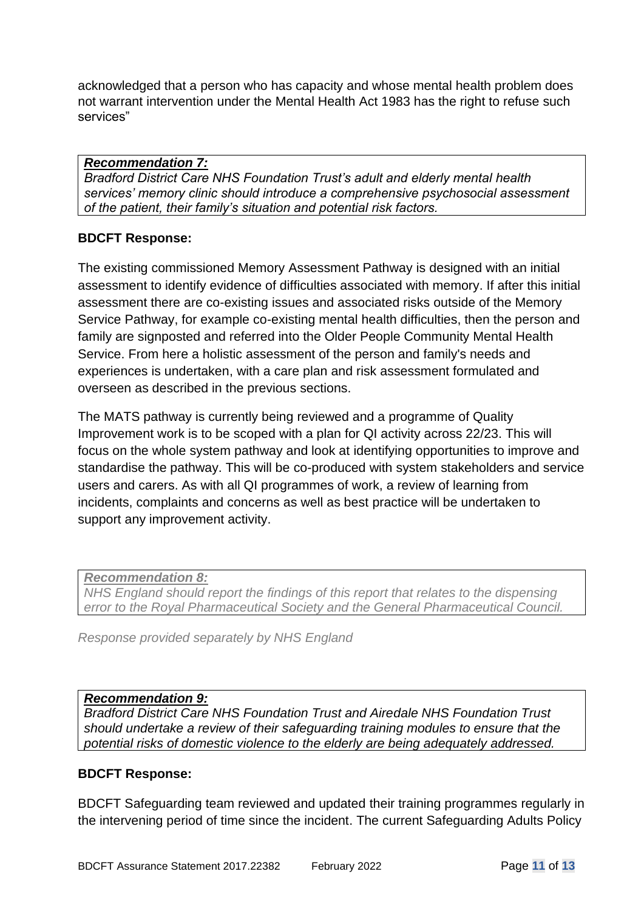acknowledged that a person who has capacity and whose mental health problem does not warrant intervention under the Mental Health Act 1983 has the right to refuse such services"

***Recommendation 7:***
*Bradford District Care NHS Foundation Trust's adult and elderly mental health services' memory clinic should introduce a comprehensive psychosocial assessment of the patient, their family's situation and potential risk factors.*

**BDCFT Response:**

The existing commissioned Memory Assessment Pathway is designed with an initial assessment to identify evidence of difficulties associated with memory. If after this initial assessment there are co-existing issues and associated risks outside of the Memory Service Pathway, for example co-existing mental health difficulties, then the person and family are signposted and referred into the Older People Community Mental Health Service. From here a holistic assessment of the person and family's needs and experiences is undertaken, with a care plan and risk assessment formulated and overseen as described in the previous sections.

The MATS pathway is currently being reviewed and a programme of Quality Improvement work is to be scoped with a plan for QI activity across 22/23. This will focus on the whole system pathway and look at identifying opportunities to improve and standardise the pathway. This will be co-produced with system stakeholders and service users and carers. As with all QI programmes of work, a review of learning from incidents, complaints and concerns as well as best practice will be undertaken to support any improvement activity.

***Recommendation 8:***
*NHS England should report the findings of this report that relates to the dispensing error to the Royal Pharmaceutical Society and the General Pharmaceutical Council.*

*Response provided separately by NHS England*

***Recommendation 9:***
*Bradford District Care NHS Foundation Trust and Airedale NHS Foundation Trust should undertake a review of their safeguarding training modules to ensure that the potential risks of domestic violence to the elderly are being adequately addressed.*

**BDCFT Response:**

BDCFT Safeguarding team reviewed and updated their training programmes regularly in the intervening period of time since the incident. The current Safeguarding Adults Policy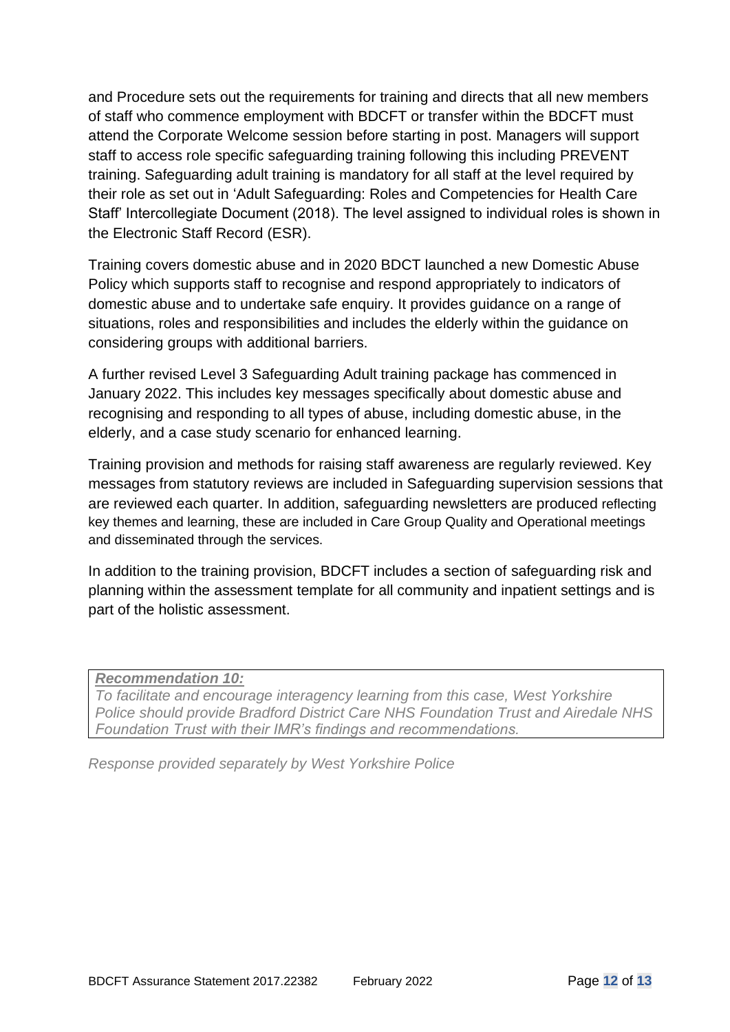and Procedure sets out the requirements for training and directs that all new members of staff who commence employment with BDCFT or transfer within the BDCFT must attend the Corporate Welcome session before starting in post. Managers will support staff to access role specific safeguarding training following this including PREVENT training. Safeguarding adult training is mandatory for all staff at the level required by their role as set out in 'Adult Safeguarding: Roles and Competencies for Health Care Staff' Intercollegiate Document (2018). The level assigned to individual roles is shown in the Electronic Staff Record (ESR).

Training covers domestic abuse and in 2020 BDCT launched a new Domestic Abuse Policy which supports staff to recognise and respond appropriately to indicators of domestic abuse and to undertake safe enquiry. It provides guidance on a range of situations, roles and responsibilities and includes the elderly within the guidance on considering groups with additional barriers.

A further revised Level 3 Safeguarding Adult training package has commenced in January 2022. This includes key messages specifically about domestic abuse and recognising and responding to all types of abuse, including domestic abuse, in the elderly, and a case study scenario for enhanced learning.

Training provision and methods for raising staff awareness are regularly reviewed. Key messages from statutory reviews are included in Safeguarding supervision sessions that are reviewed each quarter. In addition, safeguarding newsletters are produced reflecting key themes and learning, these are included in Care Group Quality and Operational meetings and disseminated through the services.

In addition to the training provision, BDCFT includes a section of safeguarding risk and planning within the assessment template for all community and inpatient settings and is part of the holistic assessment.

***Recommendation 10:***

*To facilitate and encourage interagency learning from this case, West Yorkshire Police should provide Bradford District Care NHS Foundation Trust and Airedale NHS Foundation Trust with their IMR's findings and recommendations.*

*Response provided separately by West Yorkshire Police*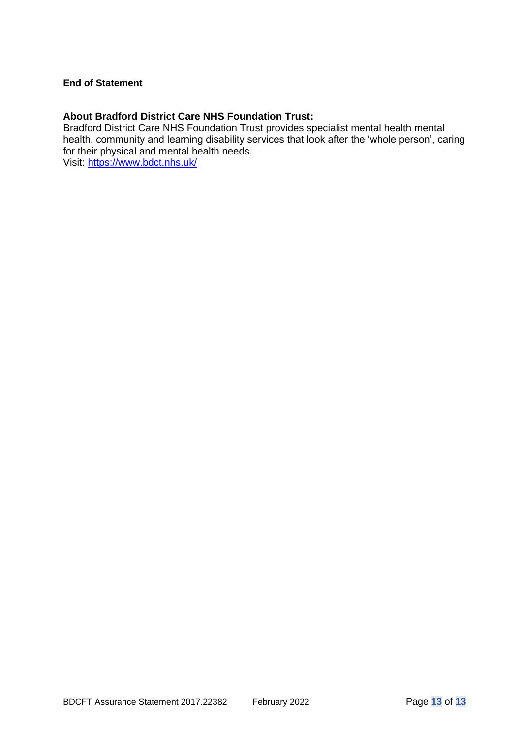**End of Statement**

**About Bradford District Care NHS Foundation Trust:**
Bradford District Care NHS Foundation Trust provides specialist mental health mental health, community and learning disability services that look after the 'whole person', caring for their physical and mental health needs.
Visit: [https://www.bdct.nhs.uk/](https://www.bdct.nhs.uk/)